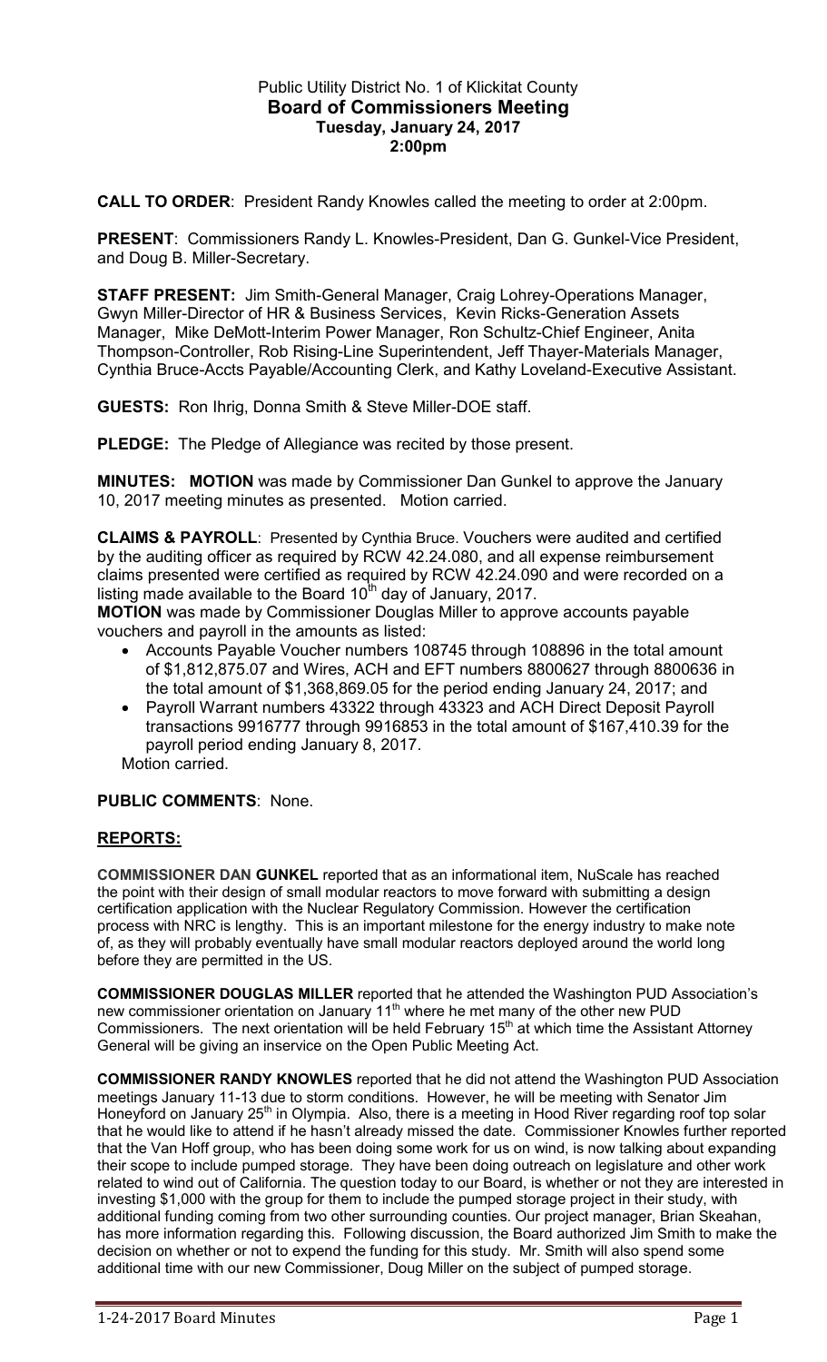Public Utility District No. 1 of Klickitat County
**Board of Commissioners Meeting**
**Tuesday, January 24, 2017**
**2:00pm**

**CALL TO ORDER**: President Randy Knowles called the meeting to order at 2:00pm.

**PRESENT**: Commissioners Randy L. Knowles-President, Dan G. Gunkel-Vice President, and Doug B. Miller-Secretary.

**STAFF PRESENT:** Jim Smith-General Manager, Craig Lohrey-Operations Manager, Gwyn Miller-Director of HR & Business Services, Kevin Ricks-Generation Assets Manager, Mike DeMott-Interim Power Manager, Ron Schultz-Chief Engineer, Anita Thompson-Controller, Rob Rising-Line Superintendent, Jeff Thayer-Materials Manager, Cynthia Bruce-Accts Payable/Accounting Clerk, and Kathy Loveland-Executive Assistant.

**GUESTS:** Ron Ihrig, Donna Smith & Steve Miller-DOE staff.

**PLEDGE:** The Pledge of Allegiance was recited by those present.

**MINUTES: MOTION** was made by Commissioner Dan Gunkel to approve the January 10, 2017 meeting minutes as presented. Motion carried.

**CLAIMS & PAYROLL**: Presented by Cynthia Bruce. Vouchers were audited and certified by the auditing officer as required by RCW 42.24.080, and all expense reimbursement claims presented were certified as required by RCW 42.24.090 and were recorded on a listing made available to the Board 10th day of January, 2017.

**MOTION** was made by Commissioner Douglas Miller to approve accounts payable vouchers and payroll in the amounts as listed:

- Accounts Payable Voucher numbers 108745 through 108896 in the total amount of $1,812,875.07 and Wires, ACH and EFT numbers 8800627 through 8800636 in the total amount of $1,368,869.05 for the period ending January 24, 2017; and
- Payroll Warrant numbers 43322 through 43323 and ACH Direct Deposit Payroll transactions 9916777 through 9916853 in the total amount of $167,410.39 for the payroll period ending January 8, 2017.

Motion carried.

**PUBLIC COMMENTS**: None.

## REPORTS:

**COMMISSIONER DAN GUNKEL** reported that as an informational item, NuScale has reached the point with their design of small modular reactors to move forward with submitting a design certification application with the Nuclear Regulatory Commission. However the certification process with NRC is lengthy. This is an important milestone for the energy industry to make note of, as they will probably eventually have small modular reactors deployed around the world long before they are permitted in the US.

**COMMISSIONER DOUGLAS MILLER** reported that he attended the Washington PUD Association's new commissioner orientation on January 11th where he met many of the other new PUD Commissioners. The next orientation will be held February 15th at which time the Assistant Attorney General will be giving an inservice on the Open Public Meeting Act.

**COMMISSIONER RANDY KNOWLES** reported that he did not attend the Washington PUD Association meetings January 11-13 due to storm conditions. However, he will be meeting with Senator Jim Honeyford on January 25th in Olympia. Also, there is a meeting in Hood River regarding roof top solar that he would like to attend if he hasn't already missed the date. Commissioner Knowles further reported that the Van Hoff group, who has been doing some work for us on wind, is now talking about expanding their scope to include pumped storage. They have been doing outreach on legislature and other work related to wind out of California. The question today to our Board, is whether or not they are interested in investing $1,000 with the group for them to include the pumped storage project in their study, with additional funding coming from two other surrounding counties. Our project manager, Brian Skeahan, has more information regarding this. Following discussion, the Board authorized Jim Smith to make the decision on whether or not to expend the funding for this study. Mr. Smith will also spend some additional time with our new Commissioner, Doug Miller on the subject of pumped storage.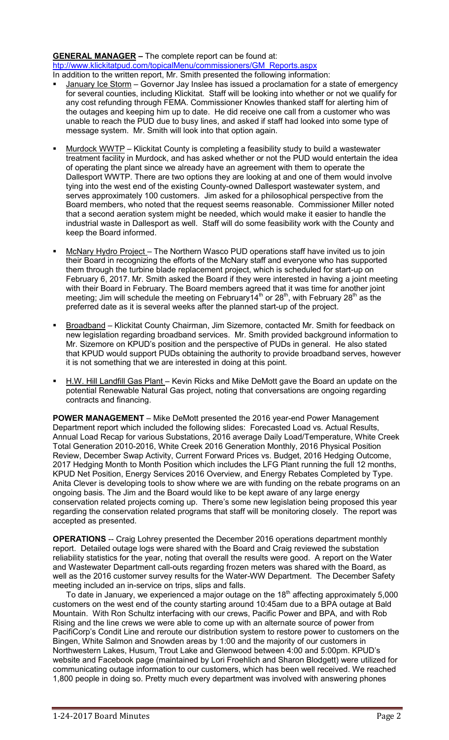**GENERAL MANAGER –** The complete report can be found at: htp://www.klickitatpud.com/topicalMenu/commissioners/GM_Reports.aspx

In addition to the written report, Mr. Smith presented the following information:

- January Ice Storm – Governor Jay Inslee has issued a proclamation for a state of emergency for several counties, including Klickitat. Staff will be looking into whether or not we qualify for any cost refunding through FEMA. Commissioner Knowles thanked staff for alerting him of the outages and keeping him up to date. He did receive one call from a customer who was unable to reach the PUD due to busy lines, and asked if staff had looked into some type of message system. Mr. Smith will look into that option again.

- Murdock WWTP – Klickitat County is completing a feasibility study to build a wastewater treatment facility in Murdock, and has asked whether or not the PUD would entertain the idea of operating the plant since we already have an agreement with them to operate the Dallesport WWTP. There are two options they are looking at and one of them would involve tying into the west end of the existing County-owned Dallesport wastewater system, and serves approximately 100 customers. Jim asked for a philosophical perspective from the Board members, who noted that the request seems reasonable. Commissioner Miller noted that a second aeration system might be needed, which would make it easier to handle the industrial waste in Dallesport as well. Staff will do some feasibility work with the County and keep the Board informed.

- McNary Hydro Project – The Northern Wasco PUD operations staff have invited us to join their Board in recognizing the efforts of the McNary staff and everyone who has supported them through the turbine blade replacement project, which is scheduled for start-up on February 6, 2017. Mr. Smith asked the Board if they were interested in having a joint meeting with their Board in February. The Board members agreed that it was time for another joint meeting; Jim will schedule the meeting on February14th or 28th, with February 28th as the preferred date as it is several weeks after the planned start-up of the project.

- Broadband – Klickitat County Chairman, Jim Sizemore, contacted Mr. Smith for feedback on new legislation regarding broadband services. Mr. Smith provided background information to Mr. Sizemore on KPUD's position and the perspective of PUDs in general. He also stated that KPUD would support PUDs obtaining the authority to provide broadband serves, however it is not something that we are interested in doing at this point.

- H.W. Hill Landfill Gas Plant – Kevin Ricks and Mike DeMott gave the Board an update on the potential Renewable Natural Gas project, noting that conversations are ongoing regarding contracts and financing.

**POWER MANAGEMENT** – Mike DeMott presented the 2016 year-end Power Management Department report which included the following slides: Forecasted Load vs. Actual Results, Annual Load Recap for various Substations, 2016 average Daily Load/Temperature, White Creek Total Generation 2010-2016, White Creek 2016 Generation Monthly, 2016 Physical Position Review, December Swap Activity, Current Forward Prices vs. Budget, 2016 Hedging Outcome, 2017 Hedging Month to Month Position which includes the LFG Plant running the full 12 months, KPUD Net Position, Energy Services 2016 Overview, and Energy Rebates Completed by Type. Anita Clever is developing tools to show where we are with funding on the rebate programs on an ongoing basis. The Jim and the Board would like to be kept aware of any large energy conservation related projects coming up. There's some new legislation being proposed this year regarding the conservation related programs that staff will be monitoring closely. The report was accepted as presented.

**OPERATIONS** -- Craig Lohrey presented the December 2016 operations department monthly report. Detailed outage logs were shared with the Board and Craig reviewed the substation reliability statistics for the year, noting that overall the results were good. A report on the Water and Wastewater Department call-outs regarding frozen meters was shared with the Board, as well as the 2016 customer survey results for the Water-WW Department. The December Safety meeting included an in-service on trips, slips and falls.

To date in January, we experienced a major outage on the 18th affecting approximately 5,000 customers on the west end of the county starting around 10:45am due to a BPA outage at Bald Mountain. With Ron Schultz interfacing with our crews, Pacific Power and BPA, and with Rob Rising and the line crews we were able to come up with an alternate source of power from PacifiCorp's Condit Line and reroute our distribution system to restore power to customers on the Bingen, White Salmon and Snowden areas by 1:00 and the majority of our customers in Northwestern Lakes, Husum, Trout Lake and Glenwood between 4:00 and 5:00pm. KPUD's website and Facebook page (maintained by Lori Froehlich and Sharon Blodgett) were utilized for communicating outage information to our customers, which has been well received. We reached 1,800 people in doing so. Pretty much every department was involved with answering phones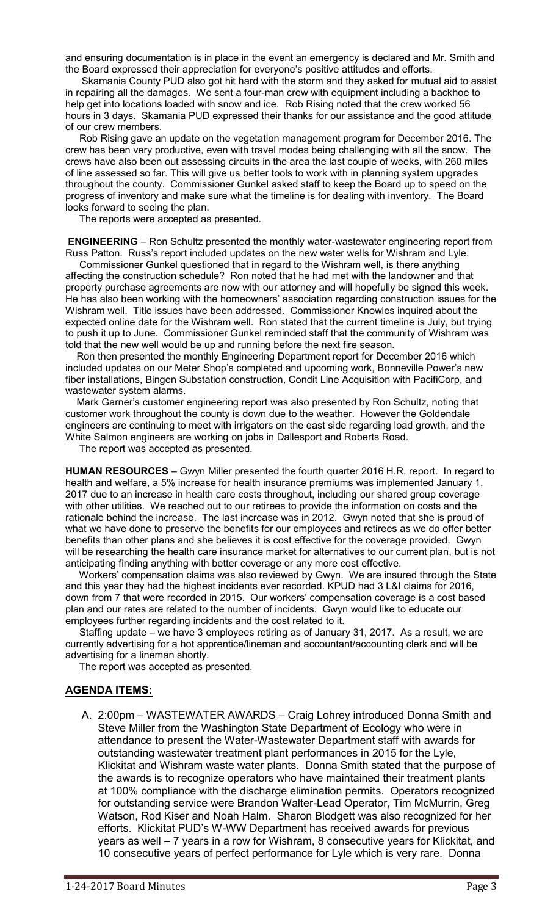and ensuring documentation is in place in the event an emergency is declared and Mr. Smith and the Board expressed their appreciation for everyone's positive attitudes and efforts.

Skamania County PUD also got hit hard with the storm and they asked for mutual aid to assist in repairing all the damages. We sent a four-man crew with equipment including a backhoe to help get into locations loaded with snow and ice. Rob Rising noted that the crew worked 56 hours in 3 days. Skamania PUD expressed their thanks for our assistance and the good attitude of our crew members.

Rob Rising gave an update on the vegetation management program for December 2016. The crew has been very productive, even with travel modes being challenging with all the snow. The crews have also been out assessing circuits in the area the last couple of weeks, with 260 miles of line assessed so far. This will give us better tools to work with in planning system upgrades throughout the county. Commissioner Gunkel asked staff to keep the Board up to speed on the progress of inventory and make sure what the timeline is for dealing with inventory. The Board looks forward to seeing the plan.

The reports were accepted as presented.

**ENGINEERING** – Ron Schultz presented the monthly water-wastewater engineering report from Russ Patton. Russ's report included updates on the new water wells for Wishram and Lyle.

Commissioner Gunkel questioned that in regard to the Wishram well, is there anything affecting the construction schedule? Ron noted that he had met with the landowner and that property purchase agreements are now with our attorney and will hopefully be signed this week. He has also been working with the homeowners' association regarding construction issues for the Wishram well. Title issues have been addressed. Commissioner Knowles inquired about the expected online date for the Wishram well. Ron stated that the current timeline is July, but trying to push it up to June. Commissioner Gunkel reminded staff that the community of Wishram was told that the new well would be up and running before the next fire season.

Ron then presented the monthly Engineering Department report for December 2016 which included updates on our Meter Shop's completed and upcoming work, Bonneville Power's new fiber installations, Bingen Substation construction, Condit Line Acquisition with PacifiCorp, and wastewater system alarms.

Mark Garner's customer engineering report was also presented by Ron Schultz, noting that customer work throughout the county is down due to the weather. However the Goldendale engineers are continuing to meet with irrigators on the east side regarding load growth, and the White Salmon engineers are working on jobs in Dallesport and Roberts Road.

The report was accepted as presented.

**HUMAN RESOURCES** – Gwyn Miller presented the fourth quarter 2016 H.R. report. In regard to health and welfare, a 5% increase for health insurance premiums was implemented January 1, 2017 due to an increase in health care costs throughout, including our shared group coverage with other utilities. We reached out to our retirees to provide the information on costs and the rationale behind the increase. The last increase was in 2012. Gwyn noted that she is proud of what we have done to preserve the benefits for our employees and retirees as we do offer better benefits than other plans and she believes it is cost effective for the coverage provided. Gwyn will be researching the health care insurance market for alternatives to our current plan, but is not anticipating finding anything with better coverage or any more cost effective.

Workers' compensation claims was also reviewed by Gwyn. We are insured through the State and this year they had the highest incidents ever recorded. KPUD had 3 L&I claims for 2016, down from 7 that were recorded in 2015. Our workers' compensation coverage is a cost based plan and our rates are related to the number of incidents. Gwyn would like to educate our employees further regarding incidents and the cost related to it.

Staffing update – we have 3 employees retiring as of January 31, 2017. As a result, we are currently advertising for a hot apprentice/lineman and accountant/accounting clerk and will be advertising for a lineman shortly.

The report was accepted as presented.

## AGENDA ITEMS:

A. 2:00pm – WASTEWATER AWARDS – Craig Lohrey introduced Donna Smith and Steve Miller from the Washington State Department of Ecology who were in attendance to present the Water-Wastewater Department staff with awards for outstanding wastewater treatment plant performances in 2015 for the Lyle, Klickitat and Wishram waste water plants. Donna Smith stated that the purpose of the awards is to recognize operators who have maintained their treatment plants at 100% compliance with the discharge elimination permits. Operators recognized for outstanding service were Brandon Walter-Lead Operator, Tim McMurrin, Greg Watson, Rod Kiser and Noah Halm. Sharon Blodgett was also recognized for her efforts. Klickitat PUD's W-WW Department has received awards for previous years as well – 7 years in a row for Wishram, 8 consecutive years for Klickitat, and 10 consecutive years of perfect performance for Lyle which is very rare. Donna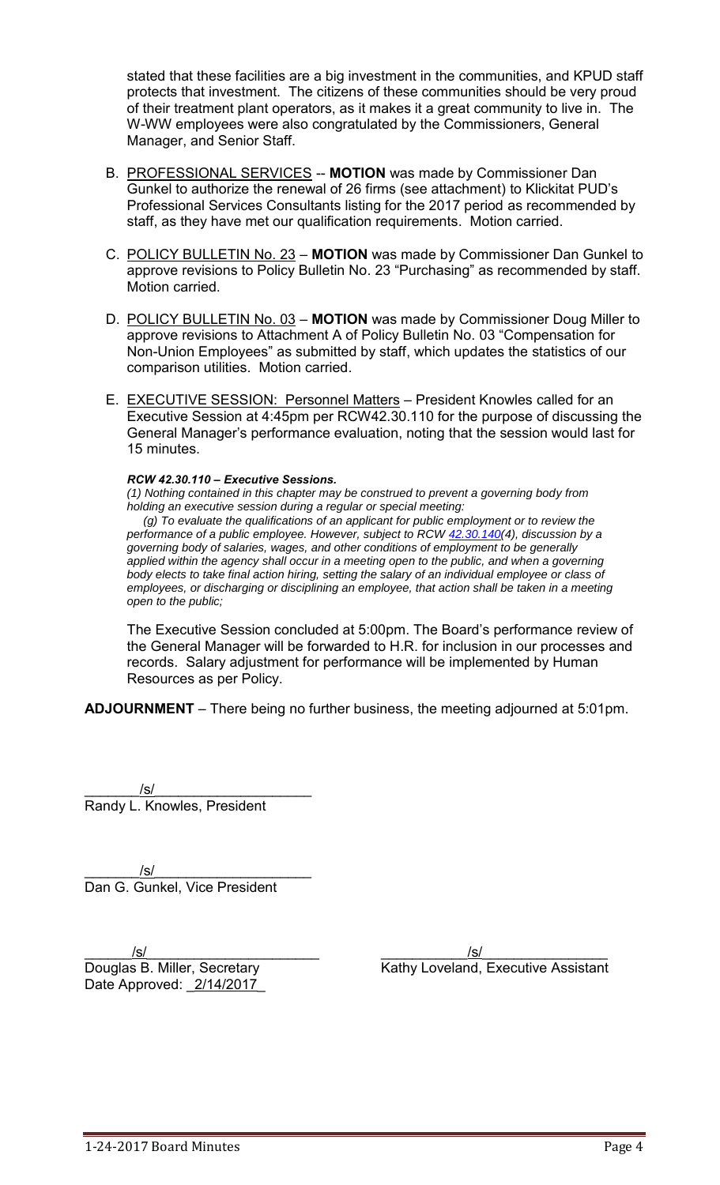stated that these facilities are a big investment in the communities, and KPUD staff protects that investment. The citizens of these communities should be very proud of their treatment plant operators, as it makes it a great community to live in. The W-WW employees were also congratulated by the Commissioners, General Manager, and Senior Staff.

B. PROFESSIONAL SERVICES -- **MOTION** was made by Commissioner Dan Gunkel to authorize the renewal of 26 firms (see attachment) to Klickitat PUD's Professional Services Consultants listing for the 2017 period as recommended by staff, as they have met our qualification requirements. Motion carried.

C. POLICY BULLETIN No. 23 – **MOTION** was made by Commissioner Dan Gunkel to approve revisions to Policy Bulletin No. 23 "Purchasing" as recommended by staff. Motion carried.

D. POLICY BULLETIN No. 03 – **MOTION** was made by Commissioner Doug Miller to approve revisions to Attachment A of Policy Bulletin No. 03 "Compensation for Non-Union Employees" as submitted by staff, which updates the statistics of our comparison utilities. Motion carried.

E. EXECUTIVE SESSION: Personnel Matters – President Knowles called for an Executive Session at 4:45pm per RCW42.30.110 for the purpose of discussing the General Manager's performance evaluation, noting that the session would last for 15 minutes.

***RCW 42.30.110 – Executive Sessions.***

*(1) Nothing contained in this chapter may be construed to prevent a governing body from holding an executive session during a regular or special meeting:*

*(g) To evaluate the qualifications of an applicant for public employment or to review the performance of a public employee. However, subject to RCW 42.30.140(4), discussion by a governing body of salaries, wages, and other conditions of employment to be generally applied within the agency shall occur in a meeting open to the public, and when a governing body elects to take final action hiring, setting the salary of an individual employee or class of employees, or discharging or disciplining an employee, that action shall be taken in a meeting open to the public;*

The Executive Session concluded at 5:00pm. The Board's performance review of the General Manager will be forwarded to H.R. for inclusion in our processes and records. Salary adjustment for performance will be implemented by Human Resources as per Policy.

**ADJOURNMENT** – There being no further business, the meeting adjourned at 5:01pm.

/s/
Randy L. Knowles, President

/s/
Dan G. Gunkel, Vice President

/s/
Douglas B. Miller, Secretary
Date Approved: 2/14/2017

/s/
Kathy Loveland, Executive Assistant